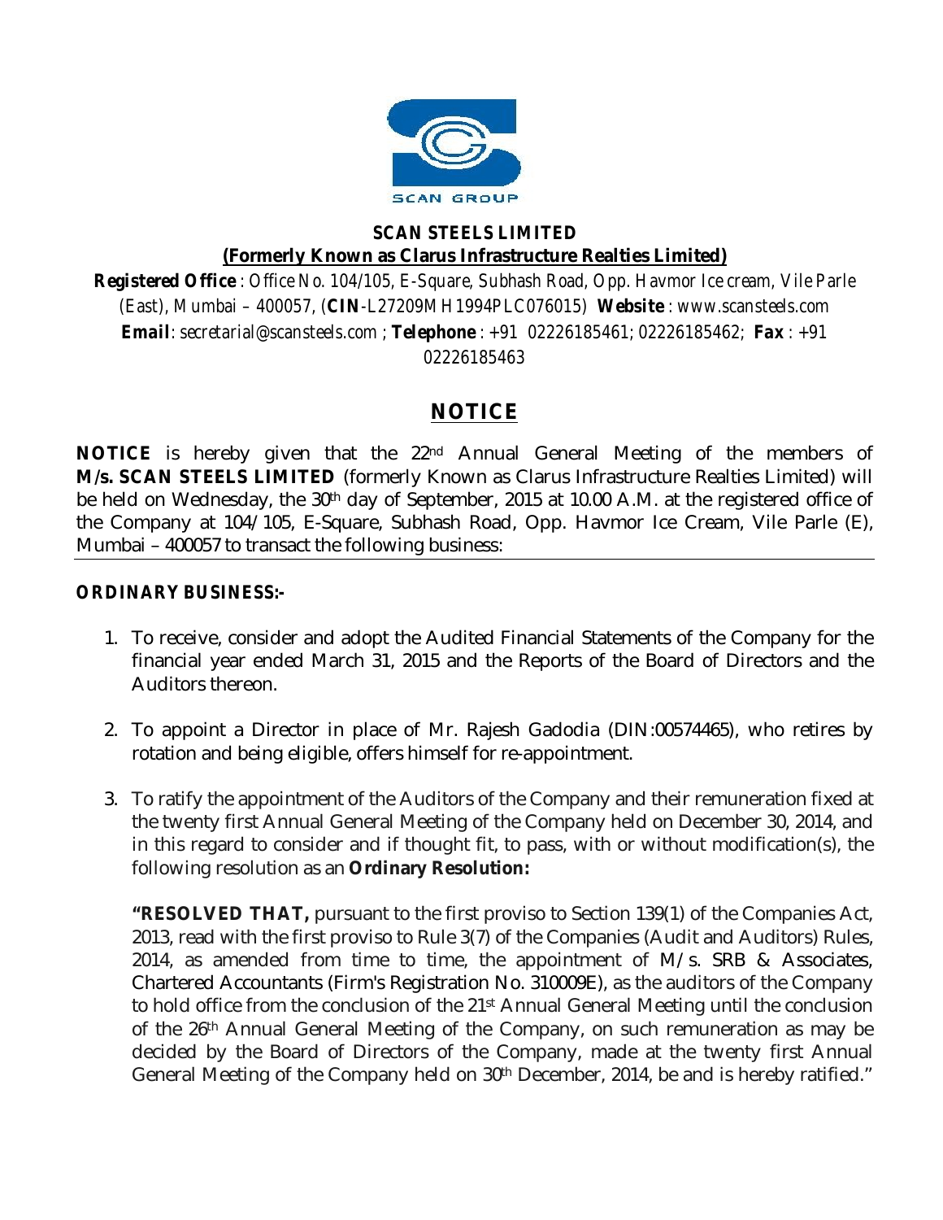**SCAN STEELS LIMITED**

**(Formerly Known as Clarus Infrastructure Realties Limited)**

**Registered Office** : Office No. 104/105, E-Square, Subhash Road, Opp. Havmor Ice cream, Vile Parle (East), Mumbai – 400057, (**CIN**-L27209MH1994PLC076015) **Website** : www.scansteels.com
**Email**: secretarial@scansteels.com ; **Telephone** : +91 02226185461; 02226185462; **Fax** : +91 02226185463

# NOTICE

**NOTICE** is hereby given that the 22nd Annual General Meeting of the members of **M/s. SCAN STEELS LIMITED** (formerly Known as Clarus Infrastructure Realties Limited) will be held on Wednesday, the 30th day of September, 2015 at 10.00 A.M. at the registered office of the Company at 104/105, E-Square, Subhash Road, Opp. Havmor Ice Cream, Vile Parle (E), Mumbai – 400057 to transact the following business:

**ORDINARY BUSINESS:-**

1. To receive, consider and adopt the Audited Financial Statements of the Company for the financial year ended March 31, 2015 and the Reports of the Board of Directors and the Auditors thereon.

2. To appoint a Director in place of Mr. Rajesh Gadodia (DIN:00574465), who retires by rotation and being eligible, offers himself for re-appointment.

3. To ratify the appointment of the Auditors of the Company and their remuneration fixed at the twenty first Annual General Meeting of the Company held on December 30, 2014, and in this regard to consider and if thought fit, to pass, with or without modification(s), the following resolution as an **Ordinary Resolution:**

   **"RESOLVED THAT,** pursuant to the first proviso to Section 139(1) of the Companies Act, 2013, read with the first proviso to Rule 3(7) of the Companies (Audit and Auditors) Rules, 2014, as amended from time to time, the appointment of M/s. SRB & Associates, Chartered Accountants (Firm's Registration No. 310009E), as the auditors of the Company to hold office from the conclusion of the 21st Annual General Meeting until the conclusion of the 26th Annual General Meeting of the Company, on such remuneration as may be decided by the Board of Directors of the Company, made at the twenty first Annual General Meeting of the Company held on 30th December, 2014, be and is hereby ratified."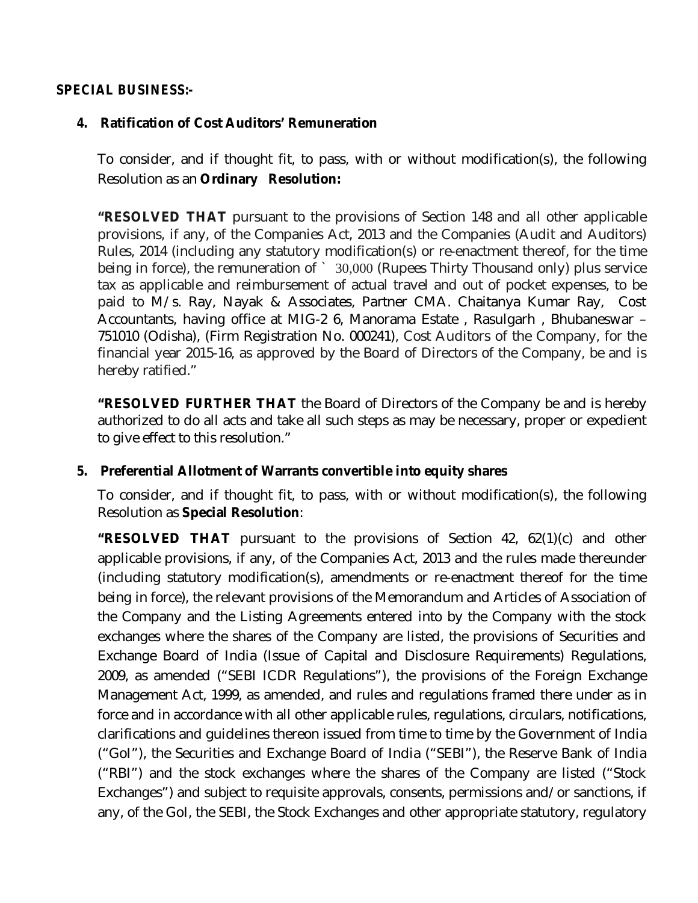**SPECIAL BUSINESS:-**

**4. Ratification of Cost Auditors' Remuneration**

To consider, and if thought fit, to pass, with or without modification(s), the following Resolution as an **Ordinary Resolution:**

**"RESOLVED THAT** pursuant to the provisions of Section 148 and all other applicable provisions, if any, of the Companies Act, 2013 and the Companies (Audit and Auditors) Rules, 2014 (including any statutory modification(s) or re-enactment thereof, for the time being in force), the remuneration of ` 30,000 (Rupees Thirty Thousand only) plus service tax as applicable and reimbursement of actual travel and out of pocket expenses, to be paid to M/s. Ray, Nayak & Associates, Partner CMA. Chaitanya Kumar Ray, Cost Accountants, having office at MIG-2 6, Manorama Estate , Rasulgarh , Bhubaneswar – 751010 (Odisha), (Firm Registration No. 000241), Cost Auditors of the Company, for the financial year 2015-16, as approved by the Board of Directors of the Company, be and is hereby ratified."

**"RESOLVED FURTHER THAT** the Board of Directors of the Company be and is hereby authorized to do all acts and take all such steps as may be necessary, proper or expedient to give effect to this resolution."

**5. Preferential Allotment of Warrants convertible into equity shares**

To consider, and if thought fit, to pass, with or without modification(s), the following Resolution as **Special Resolution**:

**"RESOLVED THAT** pursuant to the provisions of Section 42, 62(1)(c) and other applicable provisions, if any, of the Companies Act, 2013 and the rules made thereunder (including statutory modification(s), amendments or re-enactment thereof for the time being in force), the relevant provisions of the Memorandum and Articles of Association of the Company and the Listing Agreements entered into by the Company with the stock exchanges where the shares of the Company are listed, the provisions of Securities and Exchange Board of India (Issue of Capital and Disclosure Requirements) Regulations, 2009, as amended ("SEBI ICDR Regulations"), the provisions of the Foreign Exchange Management Act, 1999, as amended, and rules and regulations framed there under as in force and in accordance with all other applicable rules, regulations, circulars, notifications, clarifications and guidelines thereon issued from time to time by the Government of India ("GoI"), the Securities and Exchange Board of India ("SEBI"), the Reserve Bank of India ("RBI") and the stock exchanges where the shares of the Company are listed ("Stock Exchanges") and subject to requisite approvals, consents, permissions and/or sanctions, if any, of the GoI, the SEBI, the Stock Exchanges and other appropriate statutory, regulatory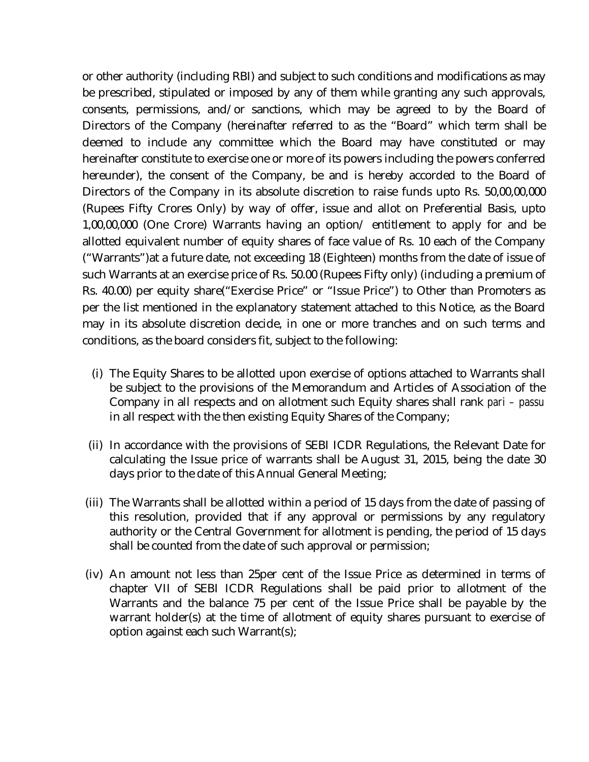or other authority (including RBI) and subject to such conditions and modifications as may be prescribed, stipulated or imposed by any of them while granting any such approvals, consents, permissions, and/or sanctions, which may be agreed to by the Board of Directors of the Company (hereinafter referred to as the "Board" which term shall be deemed to include any committee which the Board may have constituted or may hereinafter constitute to exercise one or more of its powers including the powers conferred hereunder), the consent of the Company, be and is hereby accorded to the Board of Directors of the Company in its absolute discretion to raise funds upto Rs. 50,00,00,000 (Rupees Fifty Crores Only) by way of offer, issue and allot on Preferential Basis, upto 1,00,00,000 (One Crore) Warrants having an option/ entitlement to apply for and be allotted equivalent number of equity shares of face value of Rs. 10 each of the Company ("Warrants")at a future date, not exceeding 18 (Eighteen) months from the date of issue of such Warrants at an exercise price of Rs. 50.00 (Rupees Fifty only) (including a premium of Rs. 40.00) per equity share("Exercise Price" or "Issue Price") to Other than Promoters as per the list mentioned in the explanatory statement attached to this Notice, as the Board may in its absolute discretion decide, in one or more tranches and on such terms and conditions, as the board considers fit, subject to the following:

(i) The Equity Shares to be allotted upon exercise of options attached to Warrants shall be subject to the provisions of the Memorandum and Articles of Association of the Company in all respects and on allotment such Equity shares shall rank *pari – passu* in all respect with the then existing Equity Shares of the Company;

(ii) In accordance with the provisions of SEBI ICDR Regulations, the Relevant Date for calculating the Issue price of warrants shall be August 31, 2015, being the date 30 days prior to the date of this Annual General Meeting;

(iii) The Warrants shall be allotted within a period of 15 days from the date of passing of this resolution, provided that if any approval or permissions by any regulatory authority or the Central Government for allotment is pending, the period of 15 days shall be counted from the date of such approval or permission;

(iv) An amount not less than 25per cent of the Issue Price as determined in terms of chapter VII of SEBI ICDR Regulations shall be paid prior to allotment of the Warrants and the balance 75 per cent of the Issue Price shall be payable by the warrant holder(s) at the time of allotment of equity shares pursuant to exercise of option against each such Warrant(s);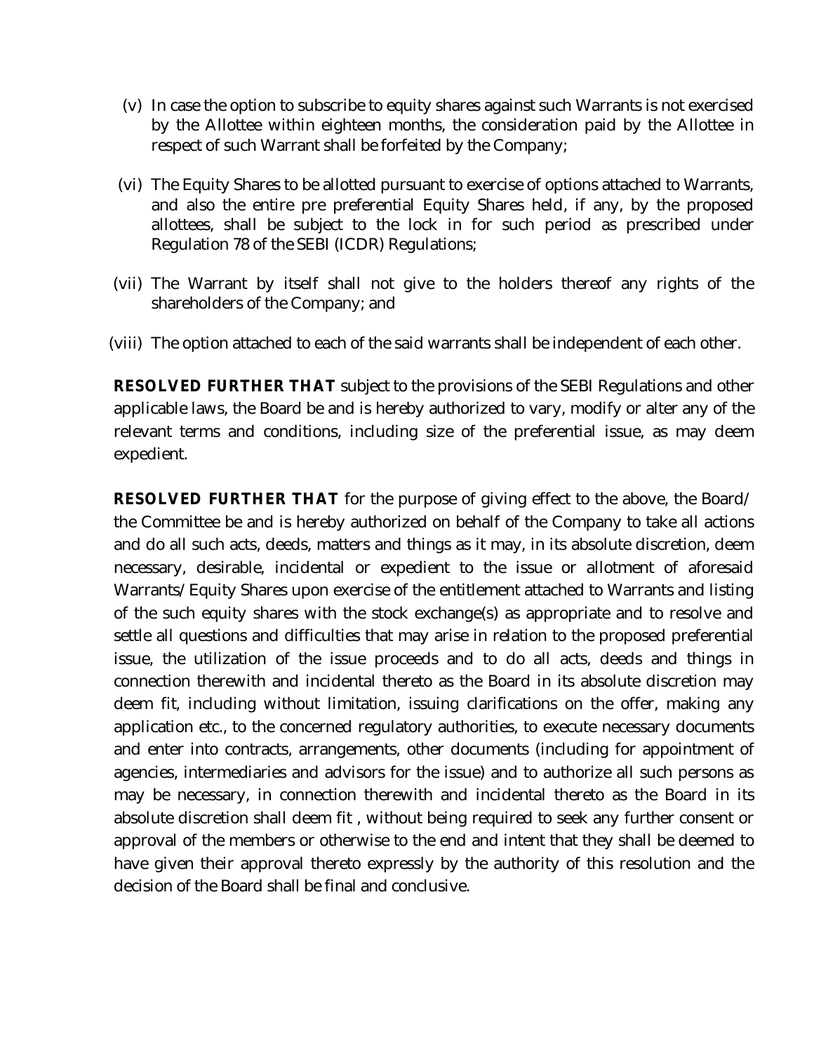(v) In case the option to subscribe to equity shares against such Warrants is not exercised by the Allottee within eighteen months, the consideration paid by the Allottee in respect of such Warrant shall be forfeited by the Company;

(vi) The Equity Shares to be allotted pursuant to exercise of options attached to Warrants, and also the entire pre preferential Equity Shares held, if any, by the proposed allottees, shall be subject to the lock in for such period as prescribed under Regulation 78 of the SEBI (ICDR) Regulations;

(vii) The Warrant by itself shall not give to the holders thereof any rights of the shareholders of the Company; and

(viii) The option attached to each of the said warrants shall be independent of each other.

**RESOLVED FURTHER THAT** subject to the provisions of the SEBI Regulations and other applicable laws, the Board be and is hereby authorized to vary, modify or alter any of the relevant terms and conditions, including size of the preferential issue, as may deem expedient.

**RESOLVED FURTHER THAT** for the purpose of giving effect to the above, the Board/ the Committee be and is hereby authorized on behalf of the Company to take all actions and do all such acts, deeds, matters and things as it may, in its absolute discretion, deem necessary, desirable, incidental or expedient to the issue or allotment of aforesaid Warrants/Equity Shares upon exercise of the entitlement attached to Warrants and listing of the such equity shares with the stock exchange(s) as appropriate and to resolve and settle all questions and difficulties that may arise in relation to the proposed preferential issue, the utilization of the issue proceeds and to do all acts, deeds and things in connection therewith and incidental thereto as the Board in its absolute discretion may deem fit, including without limitation, issuing clarifications on the offer, making any application etc., to the concerned regulatory authorities, to execute necessary documents and enter into contracts, arrangements, other documents (including for appointment of agencies, intermediaries and advisors for the issue) and to authorize all such persons as may be necessary, in connection therewith and incidental thereto as the Board in its absolute discretion shall deem fit , without being required to seek any further consent or approval of the members or otherwise to the end and intent that they shall be deemed to have given their approval thereto expressly by the authority of this resolution and the decision of the Board shall be final and conclusive.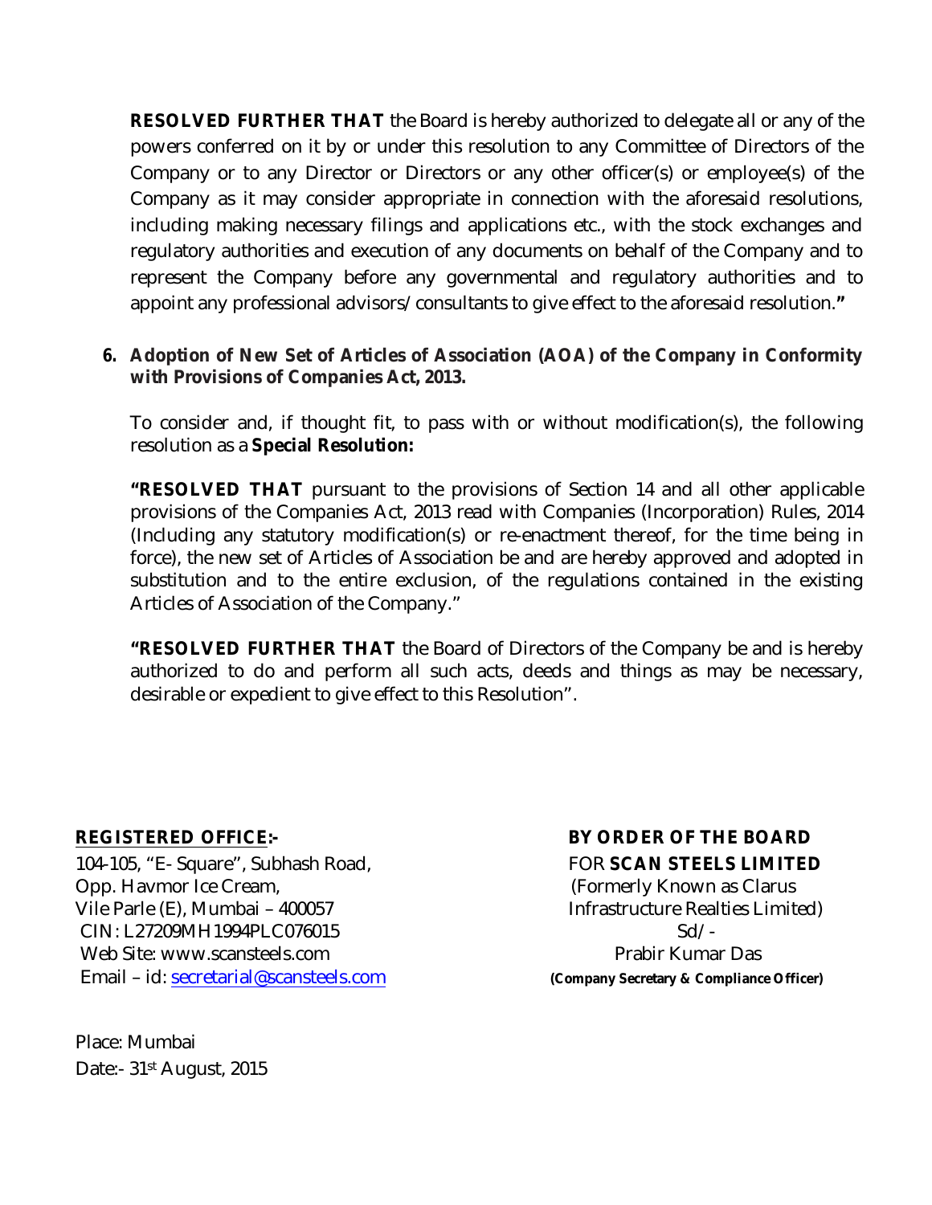**RESOLVED FURTHER THAT** the Board is hereby authorized to delegate all or any of the powers conferred on it by or under this resolution to any Committee of Directors of the Company or to any Director or Directors or any other officer(s) or employee(s) of the Company as it may consider appropriate in connection with the aforesaid resolutions, including making necessary filings and applications etc., with the stock exchanges and regulatory authorities and execution of any documents on behalf of the Company and to represent the Company before any governmental and regulatory authorities and to appoint any professional advisors/consultants to give effect to the aforesaid resolution.**"**

**6. Adoption of New Set of Articles of Association (AOA) of the Company in Conformity with Provisions of Companies Act, 2013.**

To consider and, if thought fit, to pass with or without modification(s), the following resolution as a **Special Resolution:**

**"RESOLVED THAT** pursuant to the provisions of Section 14 and all other applicable provisions of the Companies Act, 2013 read with Companies (Incorporation) Rules, 2014 (Including any statutory modification(s) or re-enactment thereof, for the time being in force), the new set of Articles of Association be and are hereby approved and adopted in substitution and to the entire exclusion, of the regulations contained in the existing Articles of Association of the Company."

**"RESOLVED FURTHER THAT** the Board of Directors of the Company be and is hereby authorized to do and perform all such acts, deeds and things as may be necessary, desirable or expedient to give effect to this Resolution".

**REGISTERED OFFICE:-**
104-105, "E- Square", Subhash Road,
Opp. Havmor Ice Cream,
Vile Parle (E), Mumbai – 400057
CIN: L27209MH1994PLC076015
Web Site: www.scansteels.com
Email – id: secretarial@scansteels.com

**BY ORDER OF THE BOARD**
FOR **SCAN STEELS LIMITED**
(Formerly Known as Clarus Infrastructure Realties Limited)
Sd/-
Prabir Kumar Das
**(Company Secretary & Compliance Officer)**

Place: Mumbai
Date:- 31st August, 2015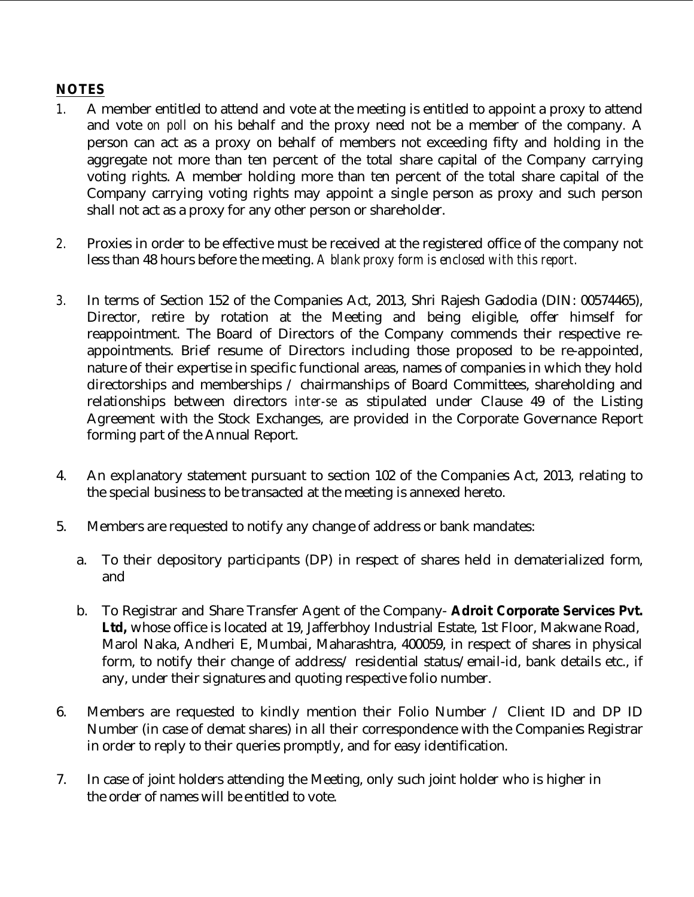## NOTES

1. A member entitled to attend and vote at the meeting is entitled to appoint a proxy to attend and vote *on poll* on his behalf and the proxy need not be a member of the company. A person can act as a proxy on behalf of members not exceeding fifty and holding in the aggregate not more than ten percent of the total share capital of the Company carrying voting rights. A member holding more than ten percent of the total share capital of the Company carrying voting rights may appoint a single person as proxy and such person shall not act as a proxy for any other person or shareholder.

2. Proxies in order to be effective must be received at the registered office of the company not less than 48 hours before the meeting. *A blank proxy form is enclosed with this report.*

3. In terms of Section 152 of the Companies Act, 2013, Shri Rajesh Gadodia (DIN: 00574465), Director, retire by rotation at the Meeting and being eligible, offer himself for reappointment. The Board of Directors of the Company commends their respective re-appointments. Brief resume of Directors including those proposed to be re-appointed, nature of their expertise in specific functional areas, names of companies in which they hold directorships and memberships / chairmanships of Board Committees, shareholding and relationships between directors *inter-se* as stipulated under Clause 49 of the Listing Agreement with the Stock Exchanges, are provided in the Corporate Governance Report forming part of the Annual Report.

4. An explanatory statement pursuant to section 102 of the Companies Act, 2013, relating to the special business to be transacted at the meeting is annexed hereto.

5. Members are requested to notify any change of address or bank mandates:

   a. To their depository participants (DP) in respect of shares held in dematerialized form, and

   b. To Registrar and Share Transfer Agent of the Company- **Adroit Corporate Services Pvt. Ltd,** whose office is located at 19, Jafferbhoy Industrial Estate, 1st Floor, Makwane Road, Marol Naka, Andheri E, Mumbai, Maharashtra, 400059, in respect of shares in physical form, to notify their change of address/ residential status/email-id, bank details etc., if any, under their signatures and quoting respective folio number.

6. Members are requested to kindly mention their Folio Number / Client ID and DP ID Number (in case of demat shares) in all their correspondence with the Companies Registrar in order to reply to their queries promptly, and for easy identification.

7. In case of joint holders attending the Meeting, only such joint holder who is higher in the order of names will be entitled to vote.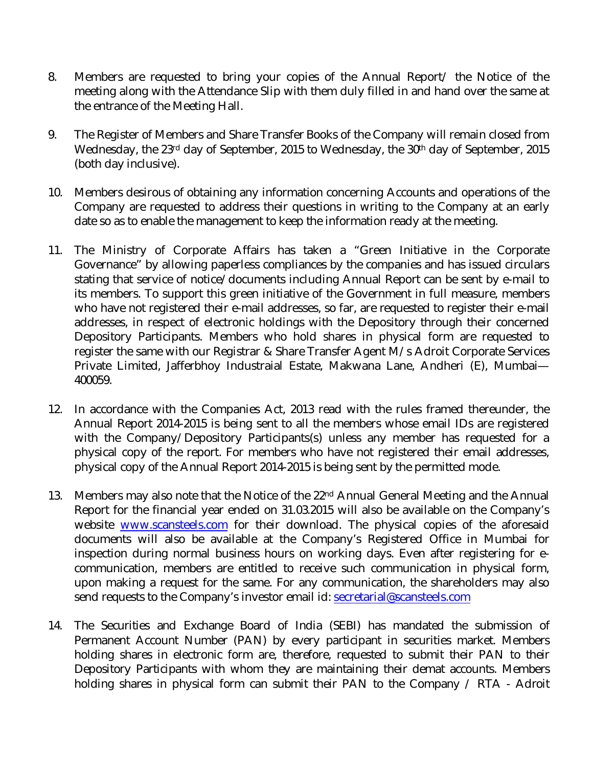8. Members are requested to bring your copies of the Annual Report/ the Notice of the meeting along with the Attendance Slip with them duly filled in and hand over the same at the entrance of the Meeting Hall.

9. The Register of Members and Share Transfer Books of the Company will remain closed from Wednesday, the 23rd day of September, 2015 to Wednesday, the 30th day of September, 2015 (both day inclusive).

10. Members desirous of obtaining any information concerning Accounts and operations of the Company are requested to address their questions in writing to the Company at an early date so as to enable the management to keep the information ready at the meeting.

11. The Ministry of Corporate Affairs has taken a "Green Initiative in the Corporate Governance" by allowing paperless compliances by the companies and has issued circulars stating that service of notice/documents including Annual Report can be sent by e-mail to its members. To support this green initiative of the Government in full measure, members who have not registered their e-mail addresses, so far, are requested to register their e-mail addresses, in respect of electronic holdings with the Depository through their concerned Depository Participants. Members who hold shares in physical form are requested to register the same with our Registrar & Share Transfer Agent M/s Adroit Corporate Services Private Limited, Jafferbhoy Industraial Estate, Makwana Lane, Andheri (E), Mumbai—400059.

12. In accordance with the Companies Act, 2013 read with the rules framed thereunder, the Annual Report 2014-2015 is being sent to all the members whose email IDs are registered with the Company/Depository Participants(s) unless any member has requested for a physical copy of the report. For members who have not registered their email addresses, physical copy of the Annual Report 2014-2015 is being sent by the permitted mode.

13. Members may also note that the Notice of the 22nd Annual General Meeting and the Annual Report for the financial year ended on 31.03.2015 will also be available on the Company's website www.scansteels.com for their download. The physical copies of the aforesaid documents will also be available at the Company's Registered Office in Mumbai for inspection during normal business hours on working days. Even after registering for e-communication, members are entitled to receive such communication in physical form, upon making a request for the same. For any communication, the shareholders may also send requests to the Company's investor email id: secretarial@scansteels.com

14. The Securities and Exchange Board of India (SEBI) has mandated the submission of Permanent Account Number (PAN) by every participant in securities market. Members holding shares in electronic form are, therefore, requested to submit their PAN to their Depository Participants with whom they are maintaining their demat accounts. Members holding shares in physical form can submit their PAN to the Company / RTA - Adroit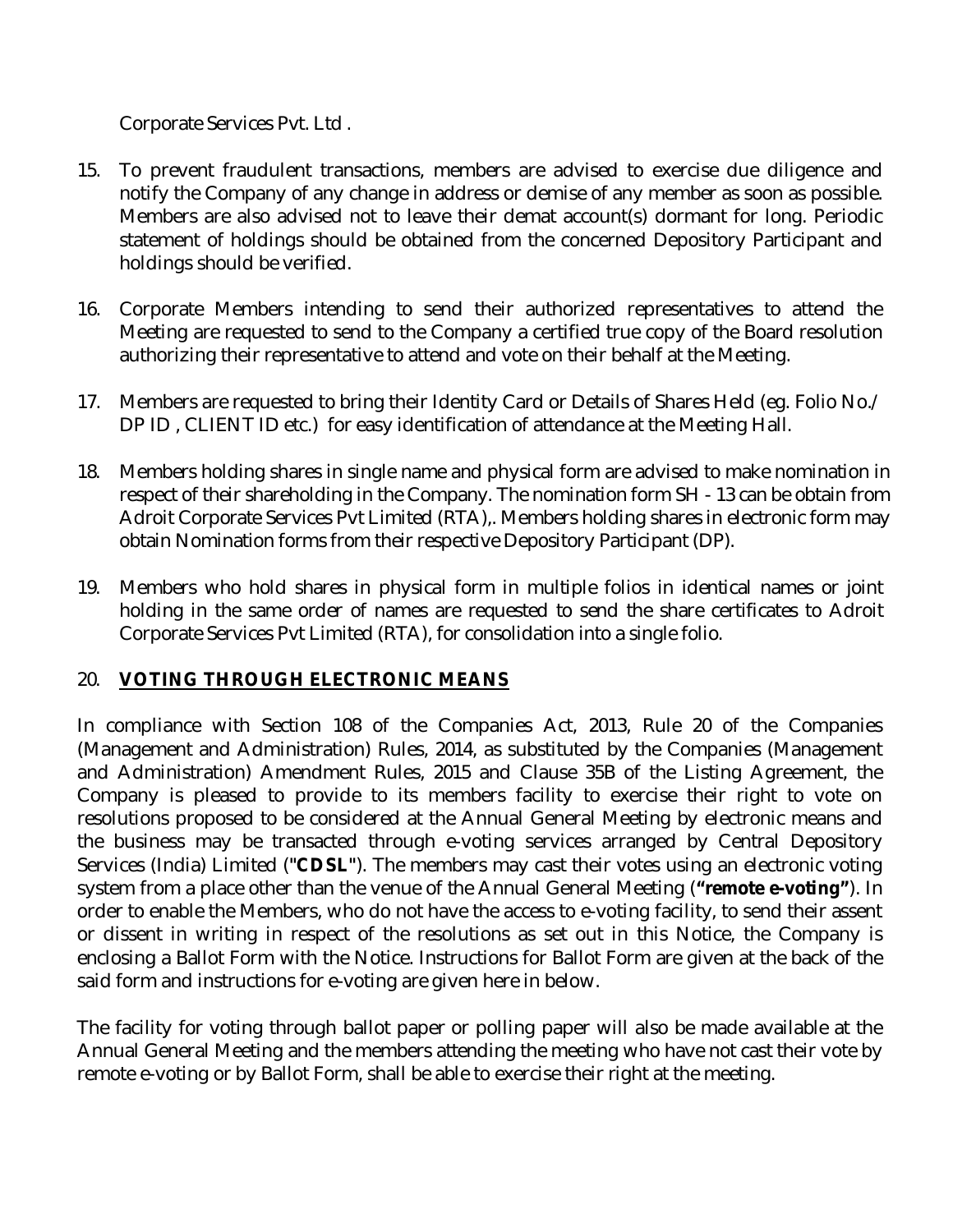Corporate Services Pvt. Ltd .

15. To prevent fraudulent transactions, members are advised to exercise due diligence and notify the Company of any change in address or demise of any member as soon as possible. Members are also advised not to leave their demat account(s) dormant for long. Periodic statement of holdings should be obtained from the concerned Depository Participant and holdings should be verified.

16. Corporate Members intending to send their authorized representatives to attend the Meeting are requested to send to the Company a certified true copy of the Board resolution authorizing their representative to attend and vote on their behalf at the Meeting.

17. Members are requested to bring their Identity Card or Details of Shares Held (eg. Folio No./ DP ID , CLIENT ID etc.) for easy identification of attendance at the Meeting Hall.

18. Members holding shares in single name and physical form are advised to make nomination in respect of their shareholding in the Company. The nomination form SH - 13 can be obtain from Adroit Corporate Services Pvt Limited (RTA),. Members holding shares in electronic form may obtain Nomination forms from their respective Depository Participant (DP).

19. Members who hold shares in physical form in multiple folios in identical names or joint holding in the same order of names are requested to send the share certificates to Adroit Corporate Services Pvt Limited (RTA), for consolidation into a single folio.

20. **VOTING THROUGH ELECTRONIC MEANS**

In compliance with Section 108 of the Companies Act, 2013, Rule 20 of the Companies (Management and Administration) Rules, 2014, as substituted by the Companies (Management and Administration) Amendment Rules, 2015 and Clause 35B of the Listing Agreement, the Company is pleased to provide to its members facility to exercise their right to vote on resolutions proposed to be considered at the Annual General Meeting by electronic means and the business may be transacted through e-voting services arranged by Central Depository Services (India) Limited ("**CDSL**"). The members may cast their votes using an electronic voting system from a place other than the venue of the Annual General Meeting (**"remote e-voting"**). In order to enable the Members, who do not have the access to e-voting facility, to send their assent or dissent in writing in respect of the resolutions as set out in this Notice, the Company is enclosing a Ballot Form with the Notice. Instructions for Ballot Form are given at the back of the said form and instructions for e-voting are given here in below.

The facility for voting through ballot paper or polling paper will also be made available at the Annual General Meeting and the members attending the meeting who have not cast their vote by remote e-voting or by Ballot Form, shall be able to exercise their right at the meeting.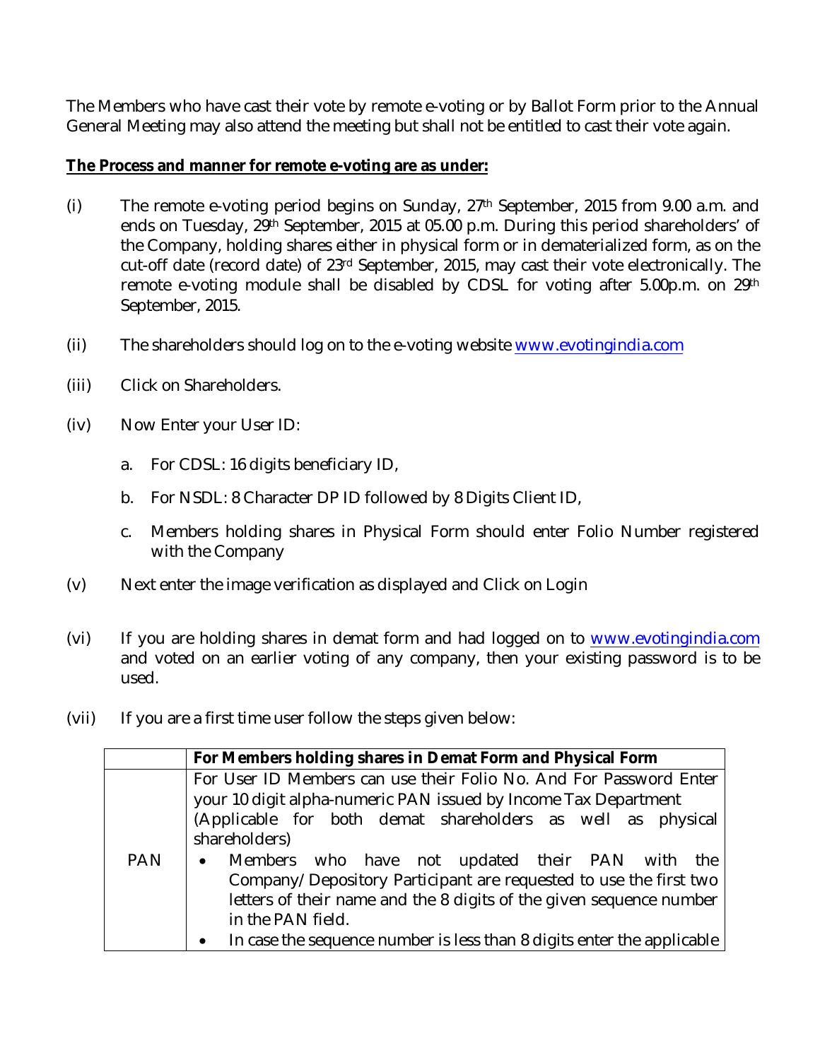The Members who have cast their vote by remote e-voting or by Ballot Form prior to the Annual General Meeting may also attend the meeting but shall not be entitled to cast their vote again.

**The Process and manner for remote e-voting are as under:**

(i) The remote e-voting period begins on Sunday, 27th September, 2015 from 9.00 a.m. and ends on Tuesday, 29th September, 2015 at 05.00 p.m. During this period shareholders' of the Company, holding shares either in physical form or in dematerialized form, as on the cut-off date (record date) of 23rd September, 2015, may cast their vote electronically. The remote e-voting module shall be disabled by CDSL for voting after 5.00p.m. on 29th September, 2015.

(ii) The shareholders should log on to the e-voting website www.evotingindia.com

(iii) Click on Shareholders.

(iv) Now Enter your User ID:

   a. For CDSL: 16 digits beneficiary ID,

   b. For NSDL: 8 Character DP ID followed by 8 Digits Client ID,

   c. Members holding shares in Physical Form should enter Folio Number registered with the Company

(v) Next enter the image verification as displayed and Click on Login

(vi) If you are holding shares in demat form and had logged on to www.evotingindia.com and voted on an earlier voting of any company, then your existing password is to be used.

(vii) If you are a first time user follow the steps given below:

| | **For Members holding shares in Demat Form and Physical Form** |
|---|---|
| PAN | For User ID Members can use their Folio No. And For Password Enter your 10 digit alpha-numeric PAN issued by Income Tax Department (Applicable for both demat shareholders as well as physical shareholders)<br>• Members who have not updated their PAN with the Company/Depository Participant are requested to use the first two letters of their name and the 8 digits of the given sequence number in the PAN field.<br>• In case the sequence number is less than 8 digits enter the applicable |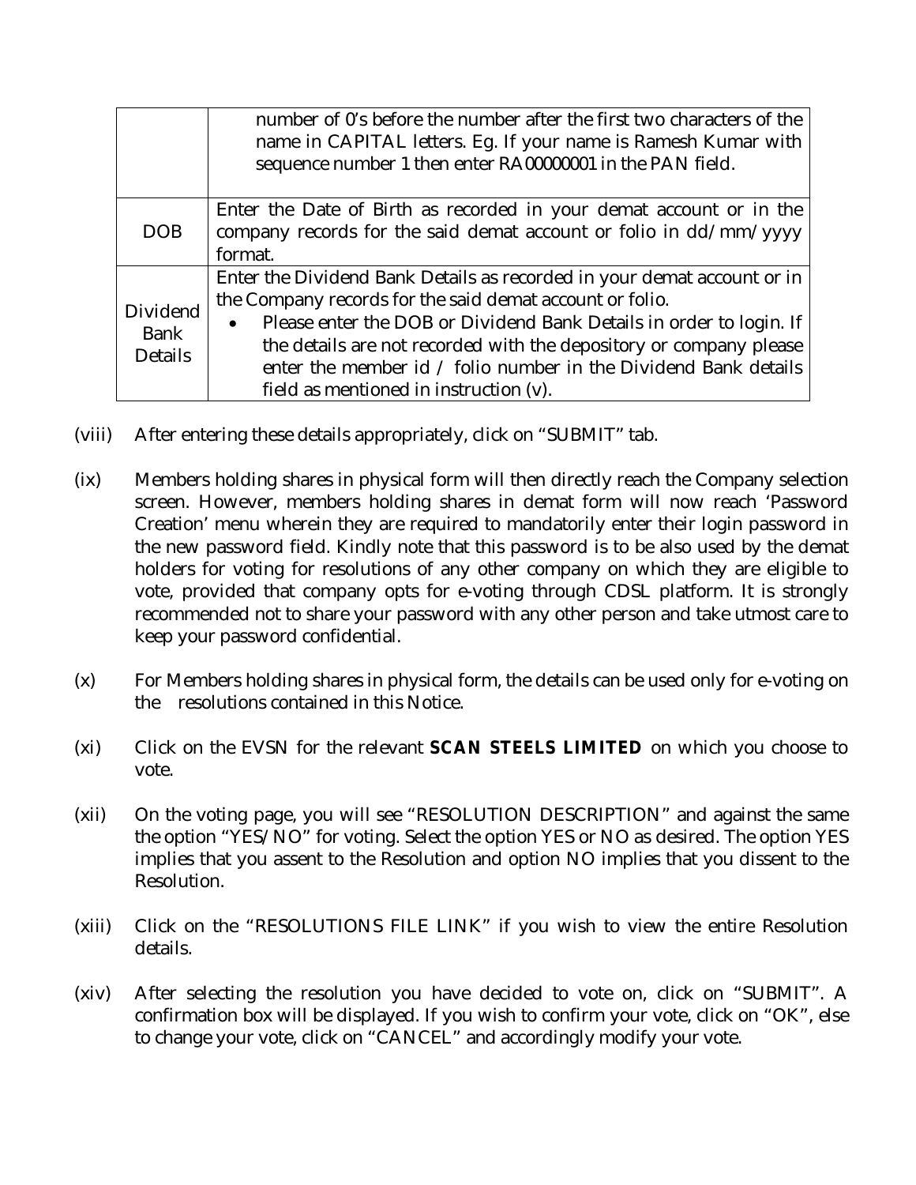| | |
|---|---|
| | number of 0's before the number after the first two characters of the name in CAPITAL letters. Eg. If your name is Ramesh Kumar with sequence number 1 then enter RA00000001 in the PAN field. |
| DOB | Enter the Date of Birth as recorded in your demat account or in the company records for the said demat account or folio in dd/mm/yyyy format. |
| Dividend Bank Details | Enter the Dividend Bank Details as recorded in your demat account or in the Company records for the said demat account or folio.<br>• Please enter the DOB or Dividend Bank Details in order to login. If the details are not recorded with the depository or company please enter the member id / folio number in the Dividend Bank details field as mentioned in instruction (v). |

(viii) After entering these details appropriately, click on "SUBMIT" tab.

(ix) Members holding shares in physical form will then directly reach the Company selection screen. However, members holding shares in demat form will now reach 'Password Creation' menu wherein they are required to mandatorily enter their login password in the new password field. Kindly note that this password is to be also used by the demat holders for voting for resolutions of any other company on which they are eligible to vote, provided that company opts for e-voting through CDSL platform. It is strongly recommended not to share your password with any other person and take utmost care to keep your password confidential.

(x) For Members holding shares in physical form, the details can be used only for e-voting on the resolutions contained in this Notice.

(xi) Click on the EVSN for the relevant **SCAN STEELS LIMITED** on which you choose to vote.

(xii) On the voting page, you will see "RESOLUTION DESCRIPTION" and against the same the option "YES/NO" for voting. Select the option YES or NO as desired. The option YES implies that you assent to the Resolution and option NO implies that you dissent to the Resolution.

(xiii) Click on the "RESOLUTIONS FILE LINK" if you wish to view the entire Resolution details.

(xiv) After selecting the resolution you have decided to vote on, click on "SUBMIT". A confirmation box will be displayed. If you wish to confirm your vote, click on "OK", else to change your vote, click on "CANCEL" and accordingly modify your vote.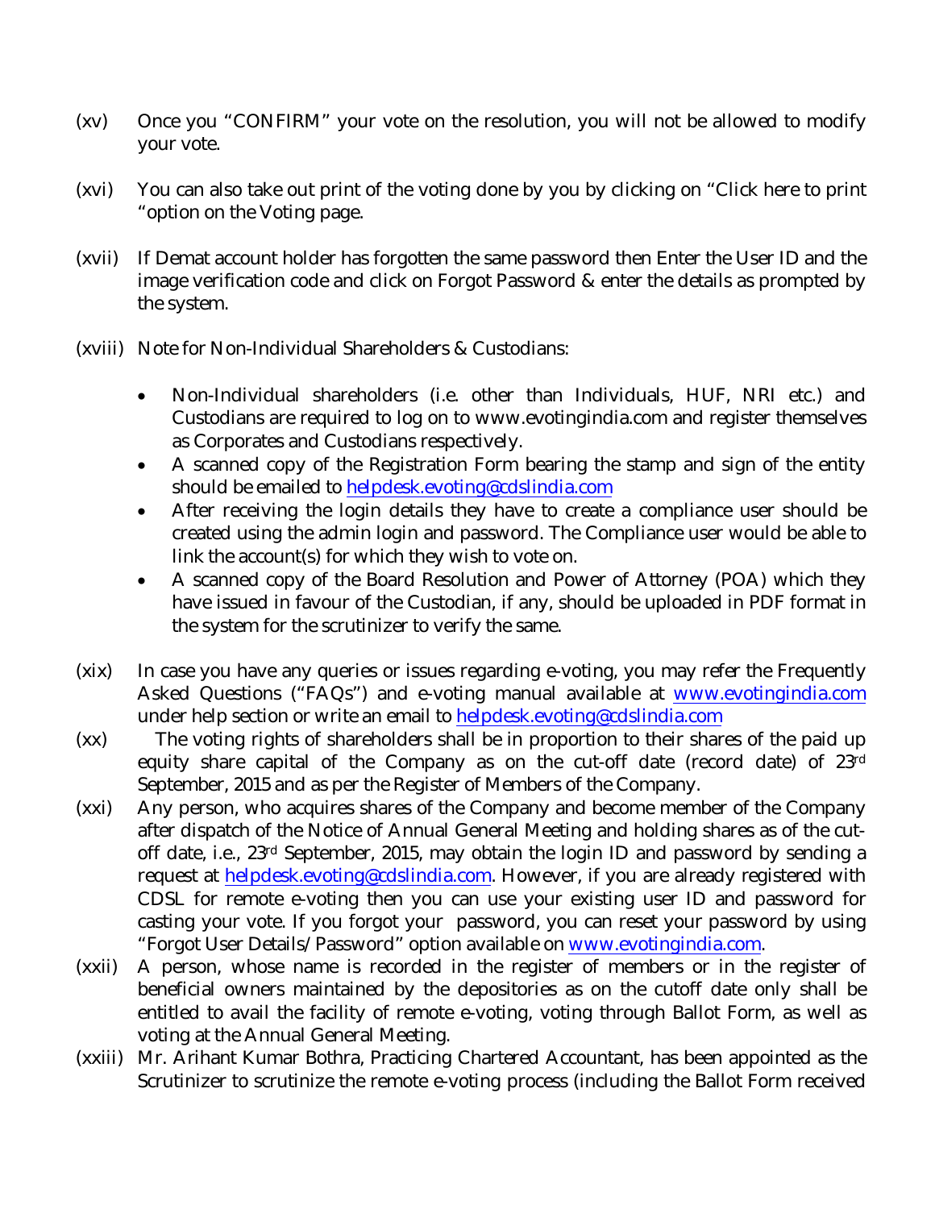(xv) Once you "CONFIRM" your vote on the resolution, you will not be allowed to modify your vote.

(xvi) You can also take out print of the voting done by you by clicking on "Click here to print "option on the Voting page.

(xvii) If Demat account holder has forgotten the same password then Enter the User ID and the image verification code and click on Forgot Password & enter the details as prompted by the system.

(xviii) Note for Non-Individual Shareholders & Custodians:

- Non-Individual shareholders (i.e. other than Individuals, HUF, NRI etc.) and Custodians are required to log on to www.evotingindia.com and register themselves as Corporates and Custodians respectively.
- A scanned copy of the Registration Form bearing the stamp and sign of the entity should be emailed to helpdesk.evoting@cdslindia.com
- After receiving the login details they have to create a compliance user should be created using the admin login and password. The Compliance user would be able to link the account(s) for which they wish to vote on.
- A scanned copy of the Board Resolution and Power of Attorney (POA) which they have issued in favour of the Custodian, if any, should be uploaded in PDF format in the system for the scrutinizer to verify the same.

(xix) In case you have any queries or issues regarding e-voting, you may refer the Frequently Asked Questions ("FAQs") and e-voting manual available at www.evotingindia.com under help section or write an email to helpdesk.evoting@cdslindia.com

(xx) The voting rights of shareholders shall be in proportion to their shares of the paid up equity share capital of the Company as on the cut-off date (record date) of 23rd September, 2015 and as per the Register of Members of the Company.

(xxi) Any person, who acquires shares of the Company and become member of the Company after dispatch of the Notice of Annual General Meeting and holding shares as of the cut-off date, i.e., 23rd September, 2015, may obtain the login ID and password by sending a request at helpdesk.evoting@cdslindia.com. However, if you are already registered with CDSL for remote e-voting then you can use your existing user ID and password for casting your vote. If you forgot your password, you can reset your password by using "Forgot User Details/Password" option available on www.evotingindia.com.

(xxii) A person, whose name is recorded in the register of members or in the register of beneficial owners maintained by the depositories as on the cutoff date only shall be entitled to avail the facility of remote e-voting, voting through Ballot Form, as well as voting at the Annual General Meeting.

(xxiii) Mr. Arihant Kumar Bothra, Practicing Chartered Accountant, has been appointed as the Scrutinizer to scrutinize the remote e-voting process (including the Ballot Form received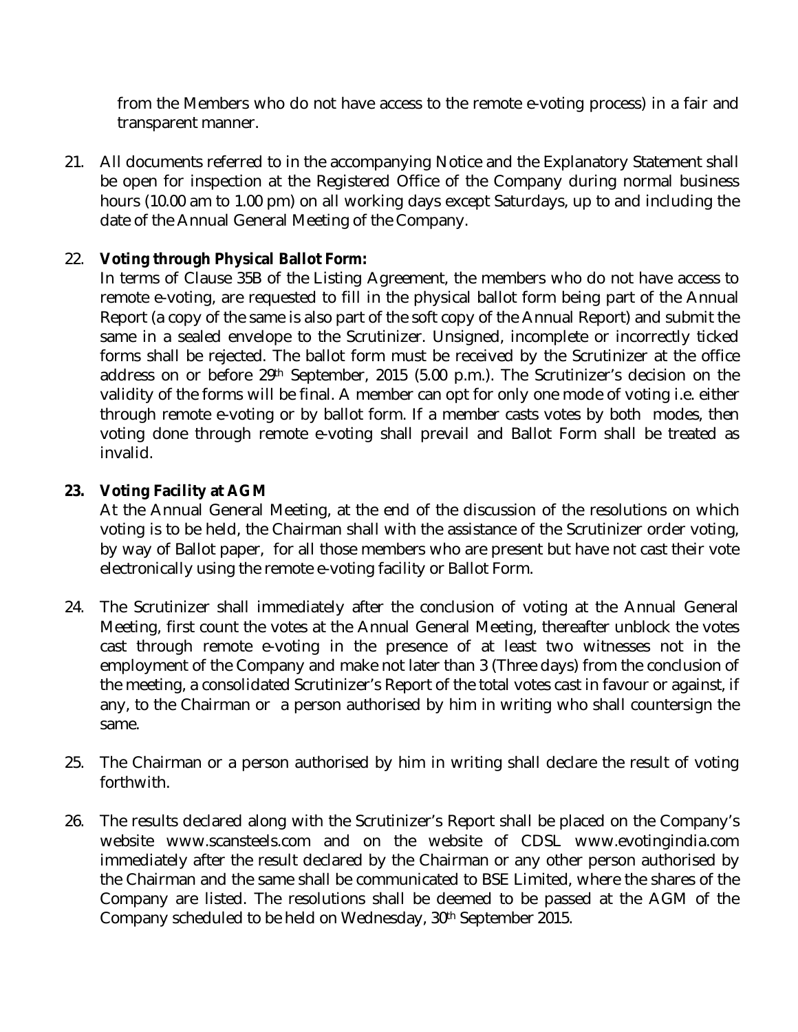from the Members who do not have access to the remote e-voting process) in a fair and transparent manner.

21. All documents referred to in the accompanying Notice and the Explanatory Statement shall be open for inspection at the Registered Office of the Company during normal business hours (10.00 am to 1.00 pm) on all working days except Saturdays, up to and including the date of the Annual General Meeting of the Company.

22. **Voting through Physical Ballot Form:**

    In terms of Clause 35B of the Listing Agreement, the members who do not have access to remote e-voting, are requested to fill in the physical ballot form being part of the Annual Report (a copy of the same is also part of the soft copy of the Annual Report) and submit the same in a sealed envelope to the Scrutinizer. Unsigned, incomplete or incorrectly ticked forms shall be rejected. The ballot form must be received by the Scrutinizer at the office address on or before 29th September, 2015 (5.00 p.m.). The Scrutinizer's decision on the validity of the forms will be final. A member can opt for only one mode of voting i.e. either through remote e-voting or by ballot form. If a member casts votes by both modes, then voting done through remote e-voting shall prevail and Ballot Form shall be treated as invalid.

23. **Voting Facility at AGM**

    At the Annual General Meeting, at the end of the discussion of the resolutions on which voting is to be held, the Chairman shall with the assistance of the Scrutinizer order voting, by way of Ballot paper, for all those members who are present but have not cast their vote electronically using the remote e-voting facility or Ballot Form.

24. The Scrutinizer shall immediately after the conclusion of voting at the Annual General Meeting, first count the votes at the Annual General Meeting, thereafter unblock the votes cast through remote e-voting in the presence of at least two witnesses not in the employment of the Company and make not later than 3 (Three days) from the conclusion of the meeting, a consolidated Scrutinizer's Report of the total votes cast in favour or against, if any, to the Chairman or a person authorised by him in writing who shall countersign the same.

25. The Chairman or a person authorised by him in writing shall declare the result of voting forthwith.

26. The results declared along with the Scrutinizer's Report shall be placed on the Company's website www.scansteels.com and on the website of CDSL www.evotingindia.com immediately after the result declared by the Chairman or any other person authorised by the Chairman and the same shall be communicated to BSE Limited, where the shares of the Company are listed. The resolutions shall be deemed to be passed at the AGM of the Company scheduled to be held on Wednesday, 30th September 2015.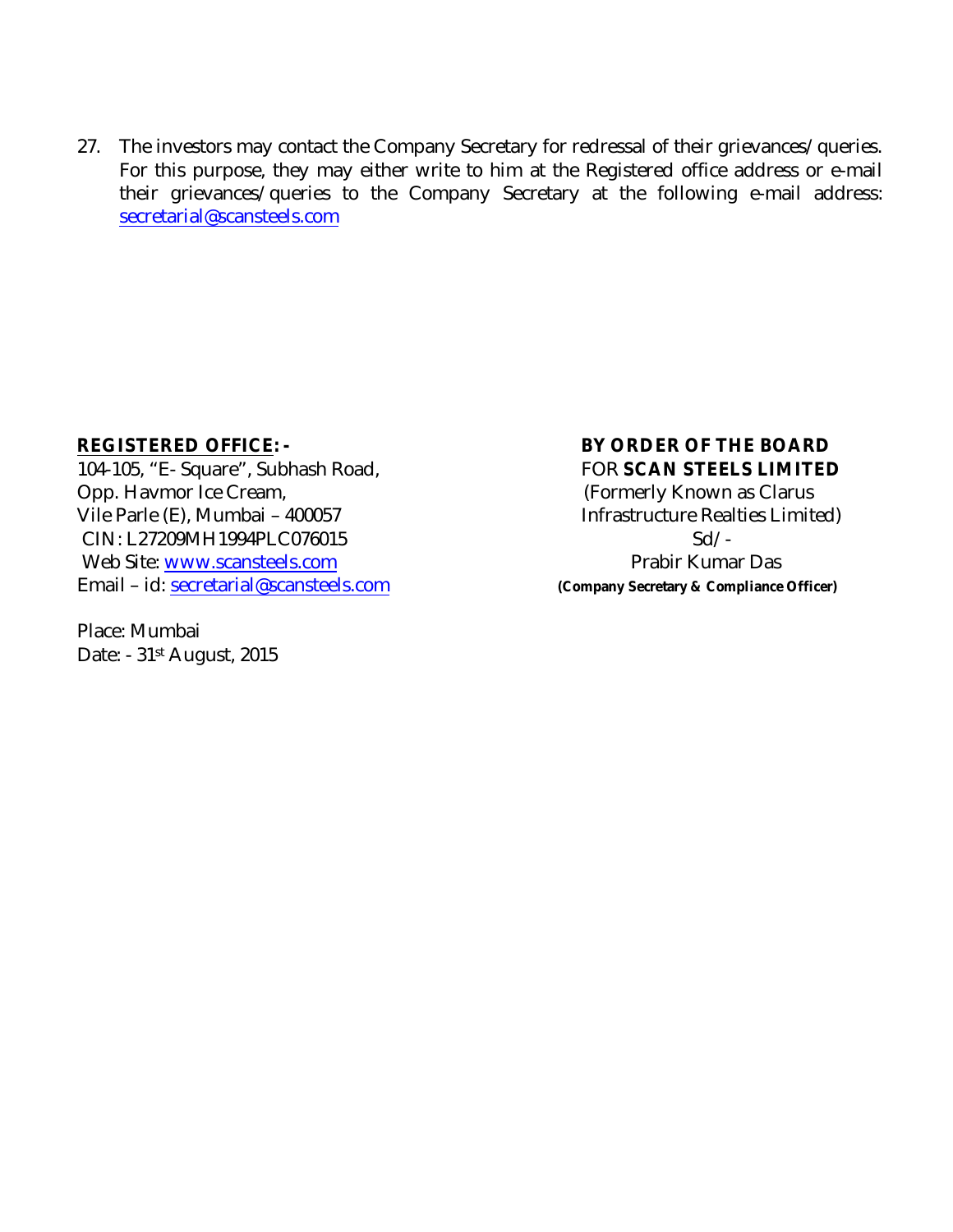27. The investors may contact the Company Secretary for redressal of their grievances/queries. For this purpose, they may either write to him at the Registered office address or e-mail their grievances/queries to the Company Secretary at the following e-mail address: secretarial@scansteels.com

**REGISTERED OFFICE: -**
104-105, "E- Square", Subhash Road,
Opp. Havmor Ice Cream,
Vile Parle (E), Mumbai – 400057
CIN: L27209MH1994PLC076015
Web Site: www.scansteels.com
Email – id: secretarial@scansteels.com

Place: Mumbai
Date: - 31st August, 2015

**BY ORDER OF THE BOARD**
FOR **SCAN STEELS LIMITED**
(Formerly Known as Clarus Infrastructure Realties Limited)
Sd/-
Prabir Kumar Das
**(Company Secretary & Compliance Officer)**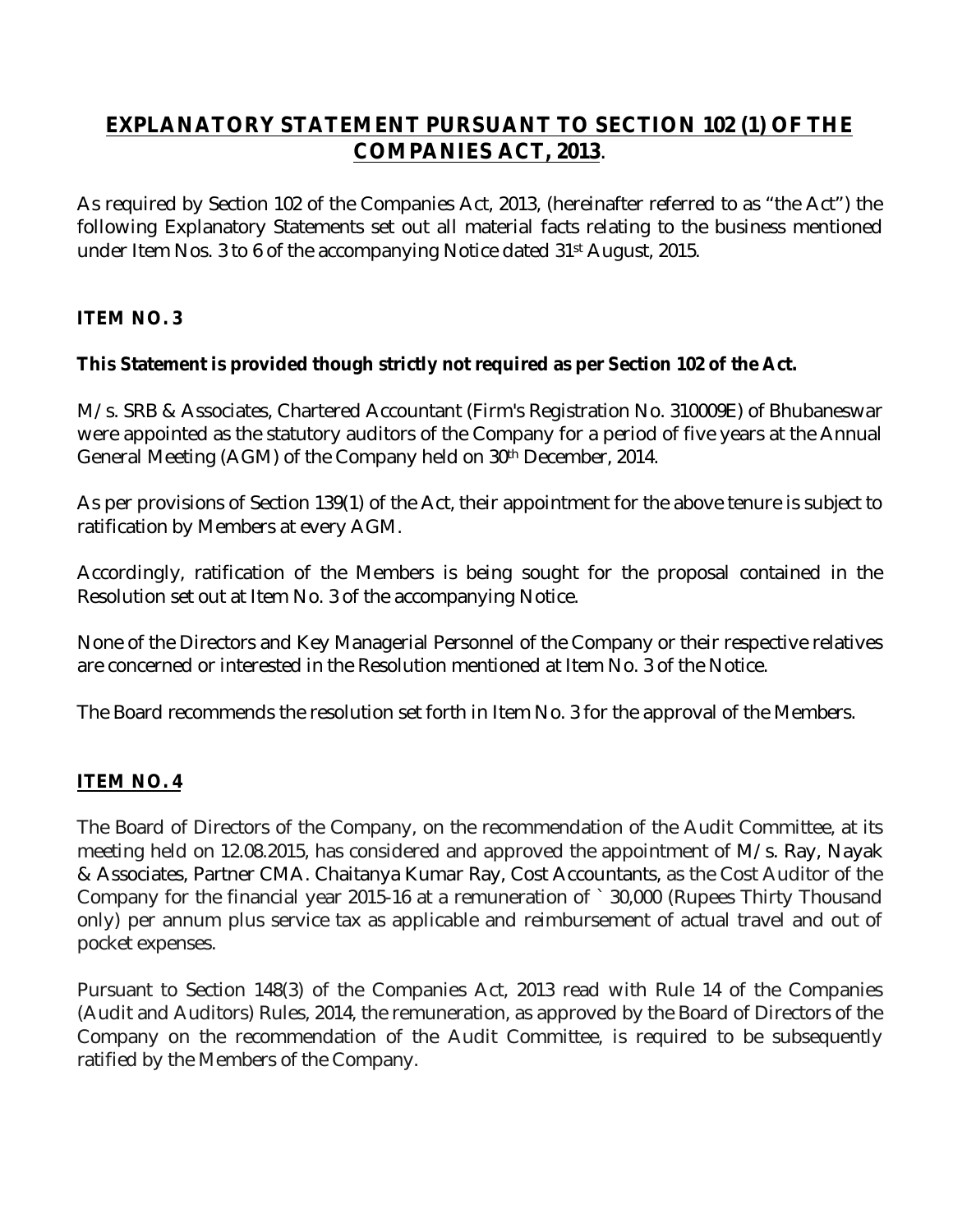## **EXPLANATORY STATEMENT PURSUANT TO SECTION 102 (1) OF THE COMPANIES ACT, 2013**.

As required by Section 102 of the Companies Act, 2013, (hereinafter referred to as "the Act") the following Explanatory Statements set out all material facts relating to the business mentioned under Item Nos. 3 to 6 of the accompanying Notice dated 31st August, 2015.

### ITEM NO. 3

**This Statement is provided though strictly not required as per Section 102 of the Act.**

M/s. SRB & Associates, Chartered Accountant (Firm's Registration No. 310009E) of Bhubaneswar were appointed as the statutory auditors of the Company for a period of five years at the Annual General Meeting (AGM) of the Company held on 30th December, 2014.

As per provisions of Section 139(1) of the Act, their appointment for the above tenure is subject to ratification by Members at every AGM.

Accordingly, ratification of the Members is being sought for the proposal contained in the Resolution set out at Item No. 3 of the accompanying Notice.

None of the Directors and Key Managerial Personnel of the Company or their respective relatives are concerned or interested in the Resolution mentioned at Item No. 3 of the Notice.

The Board recommends the resolution set forth in Item No. 3 for the approval of the Members.

### ITEM NO. 4

The Board of Directors of the Company, on the recommendation of the Audit Committee, at its meeting held on 12.08.2015, has considered and approved the appointment of M/s. Ray, Nayak & Associates, Partner CMA. Chaitanya Kumar Ray, Cost Accountants, as the Cost Auditor of the Company for the financial year 2015-16 at a remuneration of ` 30,000 (Rupees Thirty Thousand only) per annum plus service tax as applicable and reimbursement of actual travel and out of pocket expenses.

Pursuant to Section 148(3) of the Companies Act, 2013 read with Rule 14 of the Companies (Audit and Auditors) Rules, 2014, the remuneration, as approved by the Board of Directors of the Company on the recommendation of the Audit Committee, is required to be subsequently ratified by the Members of the Company.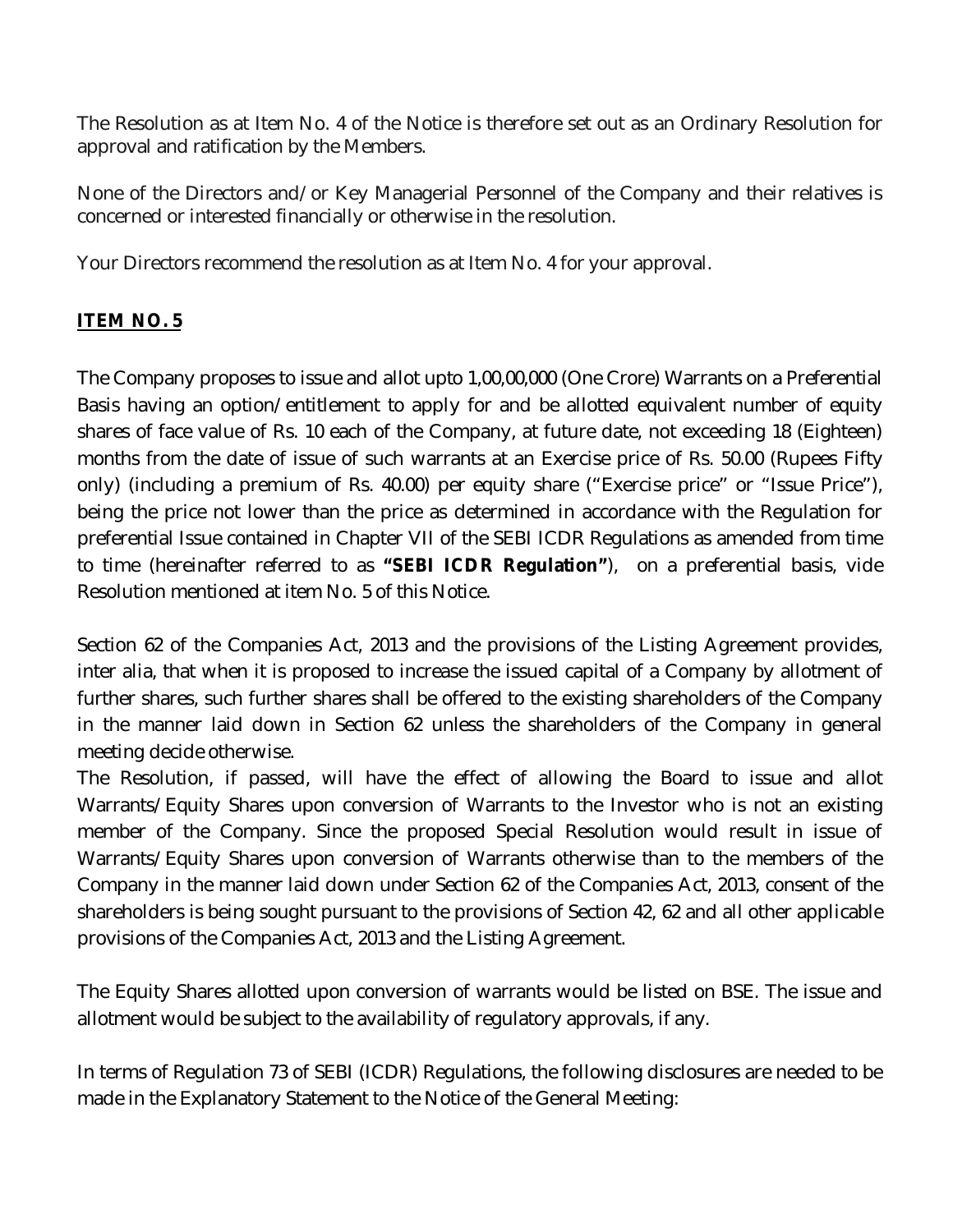The Resolution as at Item No. 4 of the Notice is therefore set out as an Ordinary Resolution for approval and ratification by the Members.

None of the Directors and/or Key Managerial Personnel of the Company and their relatives is concerned or interested financially or otherwise in the resolution.

Your Directors recommend the resolution as at Item No. 4 for your approval.

## **ITEM NO. 5**

The Company proposes to issue and allot upto 1,00,00,000 (One Crore) Warrants on a Preferential Basis having an option/entitlement to apply for and be allotted equivalent number of equity shares of face value of Rs. 10 each of the Company, at future date, not exceeding 18 (Eighteen) months from the date of issue of such warrants at an Exercise price of Rs. 50.00 (Rupees Fifty only) (including a premium of Rs. 40.00) per equity share ("Exercise price" or "Issue Price"), being the price not lower than the price as determined in accordance with the Regulation for preferential Issue contained in Chapter VII of the SEBI ICDR Regulations as amended from time to time (hereinafter referred to as **"SEBI ICDR Regulation"**), on a preferential basis, vide Resolution mentioned at item No. 5 of this Notice.

Section 62 of the Companies Act, 2013 and the provisions of the Listing Agreement provides, inter alia, that when it is proposed to increase the issued capital of a Company by allotment of further shares, such further shares shall be offered to the existing shareholders of the Company in the manner laid down in Section 62 unless the shareholders of the Company in general meeting decide otherwise.

The Resolution, if passed, will have the effect of allowing the Board to issue and allot Warrants/Equity Shares upon conversion of Warrants to the Investor who is not an existing member of the Company. Since the proposed Special Resolution would result in issue of Warrants/Equity Shares upon conversion of Warrants otherwise than to the members of the Company in the manner laid down under Section 62 of the Companies Act, 2013, consent of the shareholders is being sought pursuant to the provisions of Section 42, 62 and all other applicable provisions of the Companies Act, 2013 and the Listing Agreement.

The Equity Shares allotted upon conversion of warrants would be listed on BSE. The issue and allotment would be subject to the availability of regulatory approvals, if any.

In terms of Regulation 73 of SEBI (ICDR) Regulations, the following disclosures are needed to be made in the Explanatory Statement to the Notice of the General Meeting: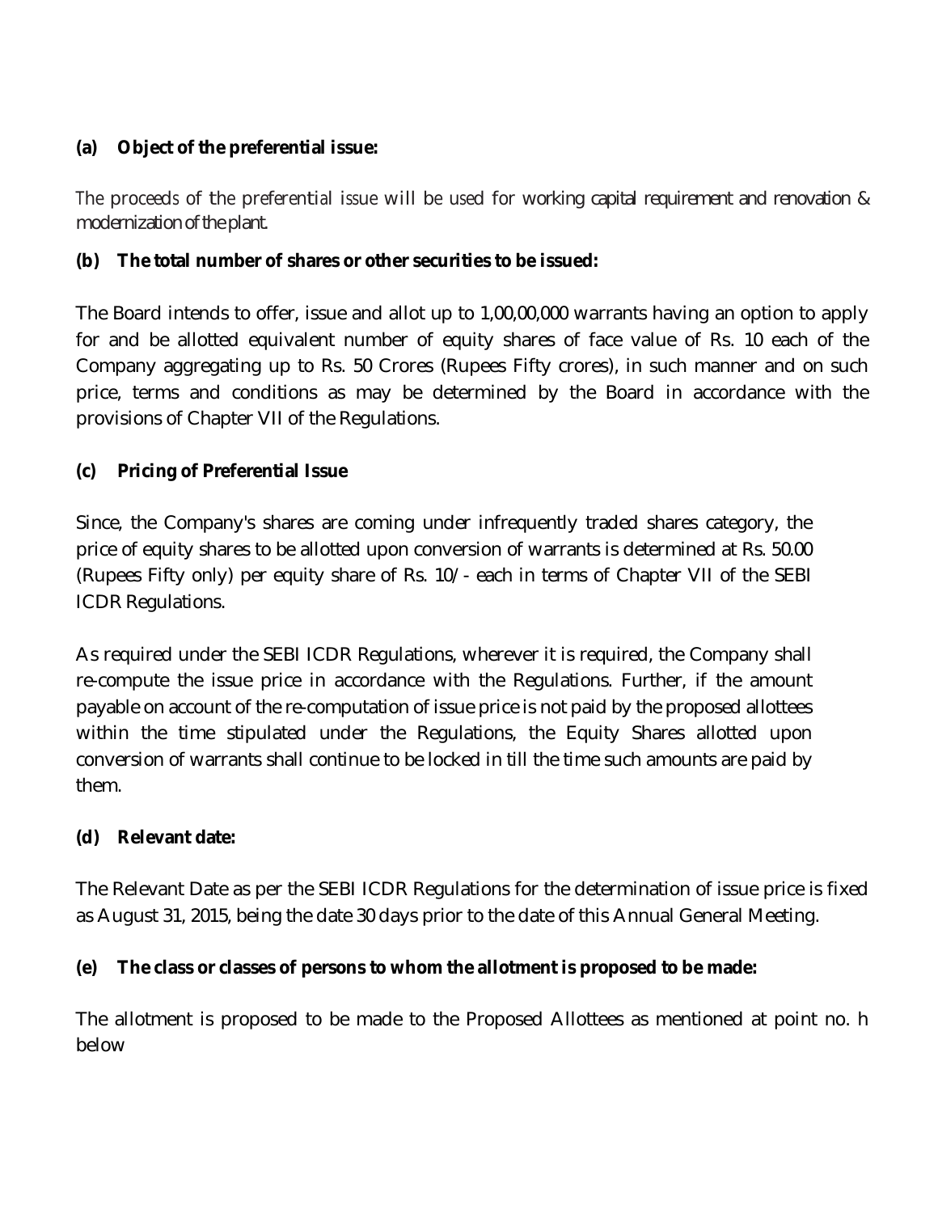**(a) Object of the preferential issue:**

The proceeds of the preferential issue will be used for working capital requirement and renovation & modernization of the plant.

**(b) The total number of shares or other securities to be issued:**

The Board intends to offer, issue and allot up to 1,00,00,000 warrants having an option to apply for and be allotted equivalent number of equity shares of face value of Rs. 10 each of the Company aggregating up to Rs. 50 Crores (Rupees Fifty crores), in such manner and on such price, terms and conditions as may be determined by the Board in accordance with the provisions of Chapter VII of the Regulations.

**(c) Pricing of Preferential Issue**

Since, the Company's shares are coming under infrequently traded shares category, the price of equity shares to be allotted upon conversion of warrants is determined at Rs. 50.00 (Rupees Fifty only) per equity share of Rs. 10/- each in terms of Chapter VII of the SEBI ICDR Regulations.

As required under the SEBI ICDR Regulations, wherever it is required, the Company shall re-compute the issue price in accordance with the Regulations. Further, if the amount payable on account of the re-computation of issue price is not paid by the proposed allottees within the time stipulated under the Regulations, the Equity Shares allotted upon conversion of warrants shall continue to be locked in till the time such amounts are paid by them.

**(d) Relevant date:**

The Relevant Date as per the SEBI ICDR Regulations for the determination of issue price is fixed as August 31, 2015, being the date 30 days prior to the date of this Annual General Meeting.

**(e) The class or classes of persons to whom the allotment is proposed to be made:**

The allotment is proposed to be made to the Proposed Allottees as mentioned at point no. h below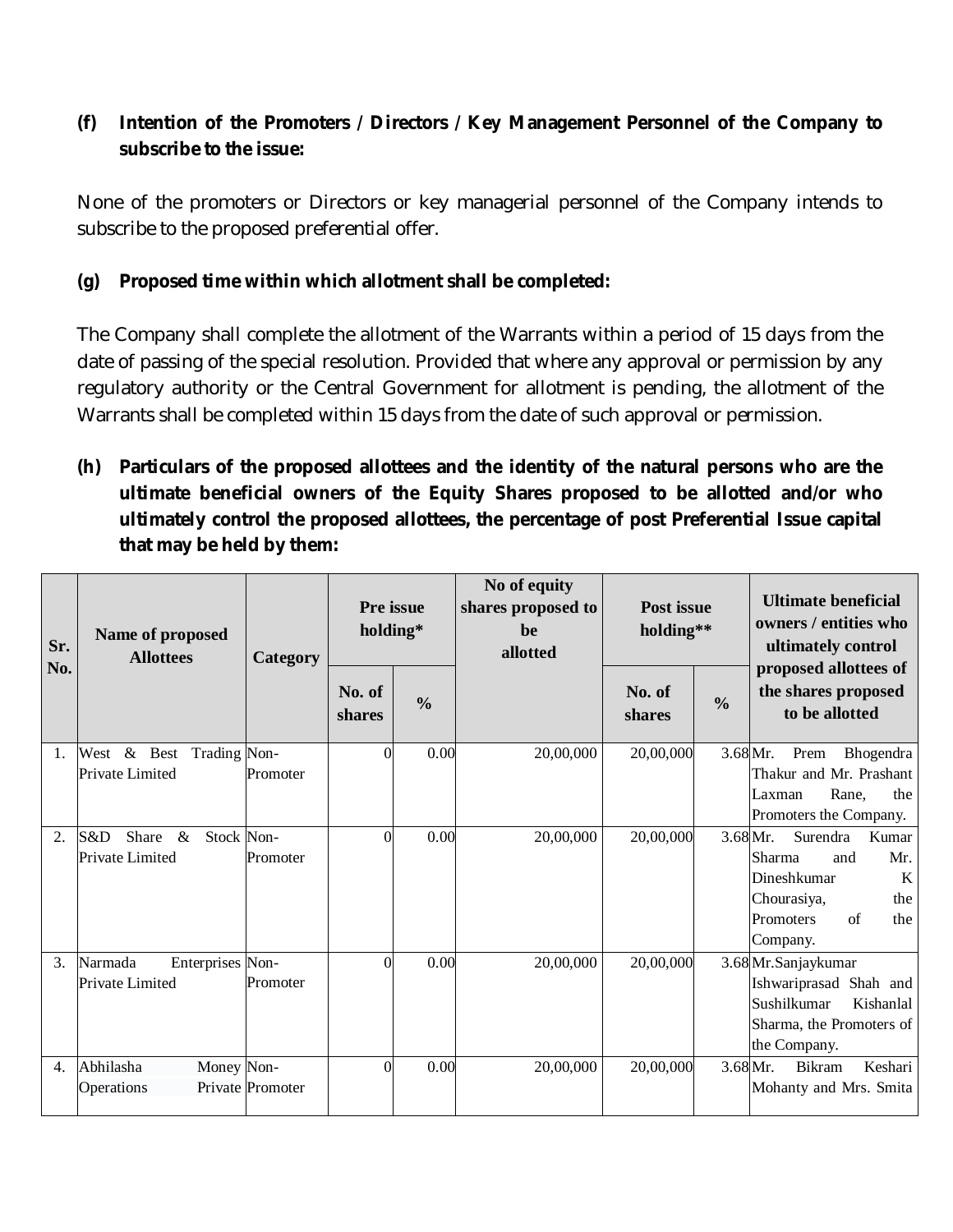**(f) Intention of the Promoters / Directors / Key Management Personnel of the Company to subscribe to the issue:**

None of the promoters or Directors or key managerial personnel of the Company intends to subscribe to the proposed preferential offer.

**(g) Proposed time within which allotment shall be completed:**

The Company shall complete the allotment of the Warrants within a period of 15 days from the date of passing of the special resolution. Provided that where any approval or permission by any regulatory authority or the Central Government for allotment is pending, the allotment of the Warrants shall be completed within 15 days from the date of such approval or permission.

**(h) Particulars of the proposed allottees and the identity of the natural persons who are the ultimate beneficial owners of the Equity Shares proposed to be allotted and/or who ultimately control the proposed allottees, the percentage of post Preferential Issue capital that may be held by them:**

| Sr. No. | Name of proposed Allottees | Category | Pre issue holding* | | No of equity shares proposed to be allotted | Post issue holding** | | Ultimate beneficial owners / entities who ultimately control proposed allottees of the shares proposed to be allotted |
|---|---|---|---|---|---|---|---|---|
| | | | No. of shares | % | | No. of shares | % | |
| 1. | West & Best Trading Private Limited | Non-Promoter | 0 | 0.00 | 20,00,000 | 20,00,000 | 3.68 | Mr. Prem Bhogendra Thakur and Mr. Prashant Laxman Rane, the Promoters the Company. |
| 2. | S&D Share & Stock Private Limited | Non-Promoter | 0 | 0.00 | 20,00,000 | 20,00,000 | 3.68 | Mr. Surendra Kumar Sharma and Mr. Dineshkumar K Chourasiya, the Promoters of the Company. |
| 3. | Narmada Enterprises Private Limited | Non-Promoter | 0 | 0.00 | 20,00,000 | 20,00,000 | 3.68 | Mr.Sanjaykumar Ishwariprasad Shah and Sushilkumar Kishanlal Sharma, the Promoters of the Company. |
| 4. | Abhilasha Money Operations Private | Non-Promoter | 0 | 0.00 | 20,00,000 | 20,00,000 | 3.68 | Mr. Bikram Keshari Mohanty and Mrs. Smita |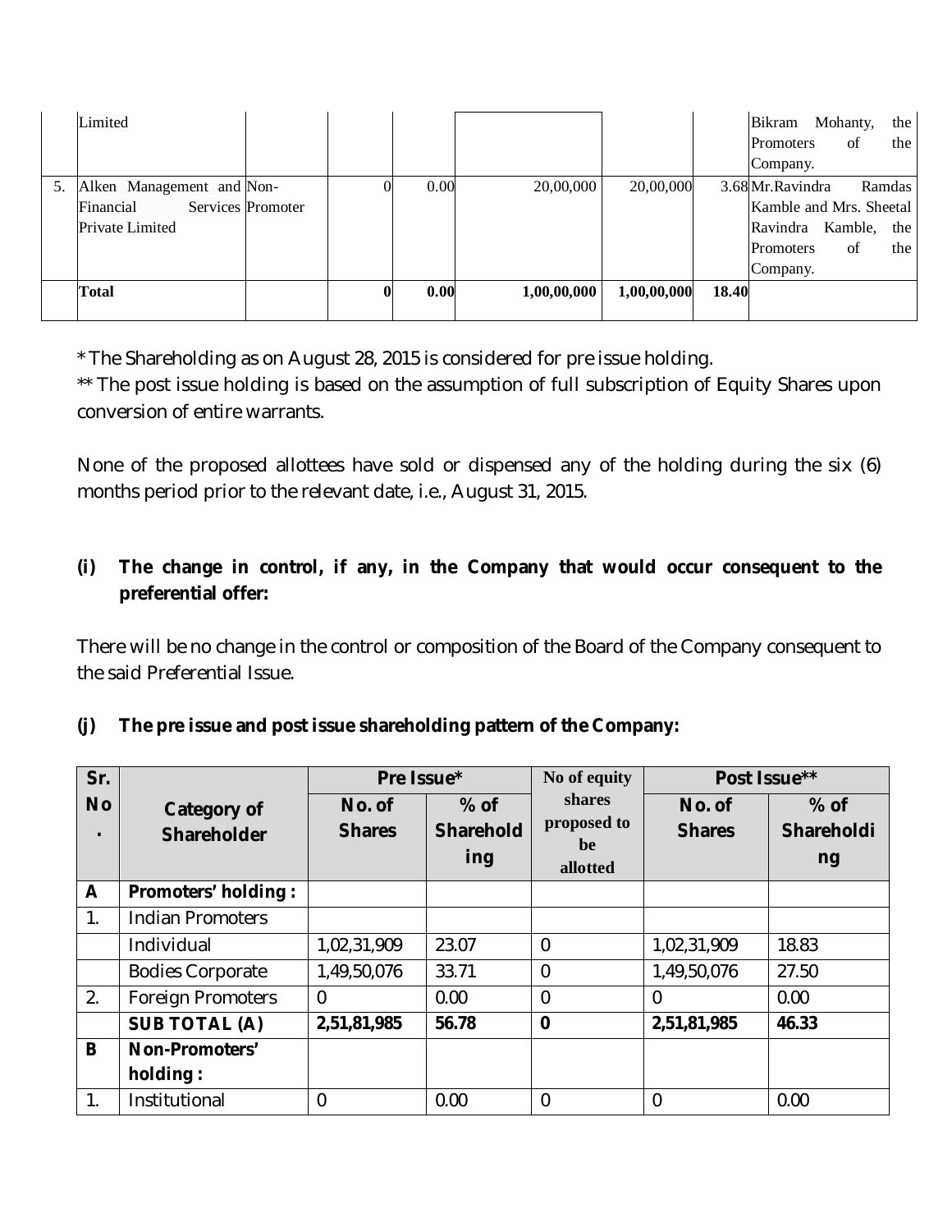|  | Limited |  |  |  |  |  |  | Bikram Mohanty, the Promoters of the Company. |
|---|---|---|---|---|---|---|---|---|
| 5. | Alken Management and Financial Services Private Limited | Non-Promoter | 0 | 0.00 | 20,00,000 | 20,00,000 | 3.68 | Mr.Ravindra Ramdas Kamble and Mrs. Sheetal Ravindra Kamble, the Promoters of the Company. |
|  | **Total** |  | **0** | **0.00** | **1,00,00,000** | **1,00,00,000** | **18.40** |  |

* The Shareholding as on August 28, 2015 is considered for pre issue holding.
** The post issue holding is based on the assumption of full subscription of Equity Shares upon conversion of entire warrants.

None of the proposed allottees have sold or dispensed any of the holding during the six (6) months period prior to the relevant date, i.e., August 31, 2015.

**(i) The change in control, if any, in the Company that would occur consequent to the preferential offer:**

There will be no change in the control or composition of the Board of the Company consequent to the said Preferential Issue.

**(j) The pre issue and post issue shareholding pattern of the Company:**

| Sr. No. | Category of Shareholder | Pre Issue* |  | No of equity shares proposed to be allotted | Post Issue** |  |
|---|---|---|---|---|---|---|
|  |  | No. of Shares | % of Shareholding |  | No. of Shares | % of Shareholding |
| **A** | **Promoters' holding :** |  |  |  |  |  |
| 1. | Indian Promoters |  |  |  |  |  |
|  | Individual | 1,02,31,909 | 23.07 | 0 | 1,02,31,909 | 18.83 |
|  | Bodies Corporate | 1,49,50,076 | 33.71 | 0 | 1,49,50,076 | 27.50 |
| 2. | Foreign Promoters | 0 | 0.00 | 0 | 0 | 0.00 |
|  | **SUB TOTAL (A)** | **2,51,81,985** | **56.78** | **0** | **2,51,81,985** | **46.33** |
| **B** | **Non-Promoters' holding :** |  |  |  |  |  |
| 1. | Institutional | 0 | 0.00 | 0 | 0 | 0.00 |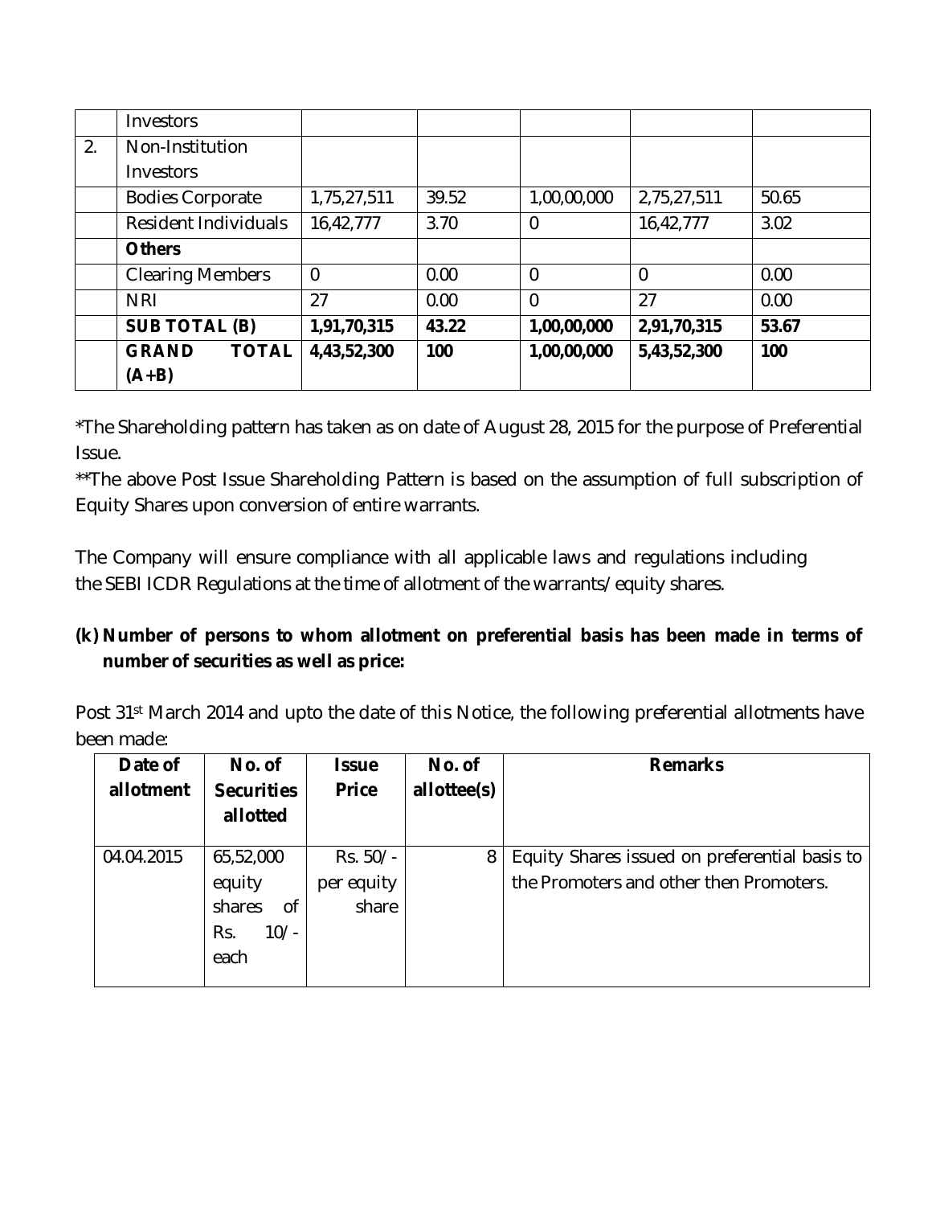|  | Investors |  |  |  |  |  |
|---|---|---|---|---|---|---|
| 2. | Non-Institution Investors |  |  |  |  |  |
|  | Bodies Corporate | 1,75,27,511 | 39.52 | 1,00,00,000 | 2,75,27,511 | 50.65 |
|  | Resident Individuals | 16,42,777 | 3.70 | 0 | 16,42,777 | 3.02 |
|  | **Others** |  |  |  |  |  |
|  | Clearing Members | 0 | 0.00 | 0 | 0 | 0.00 |
|  | NRI | 27 | 0.00 | 0 | 27 | 0.00 |
|  | **SUB TOTAL (B)** | **1,91,70,315** | **43.22** | **1,00,00,000** | **2,91,70,315** | **53.67** |
|  | **GRAND TOTAL (A+B)** | **4,43,52,300** | **100** | **1,00,00,000** | **5,43,52,300** | **100** |

*The Shareholding pattern has taken as on date of August 28, 2015 for the purpose of Preferential Issue.

**The above Post Issue Shareholding Pattern is based on the assumption of full subscription of Equity Shares upon conversion of entire warrants.

The Company will ensure compliance with all applicable laws and regulations including the SEBI ICDR Regulations at the time of allotment of the warrants/equity shares.

**(k) Number of persons to whom allotment on preferential basis has been made in terms of number of securities as well as price:**

Post 31st March 2014 and upto the date of this Notice, the following preferential allotments have been made:

| Date of allotment | No. of Securities allotted | Issue Price | No. of allottee(s) | Remarks |
|---|---|---|---|---|
| 04.04.2015 | 65,52,000 equity shares of Rs. 10/- each | Rs. 50/- per equity share | 8 | Equity Shares issued on preferential basis to the Promoters and other then Promoters. |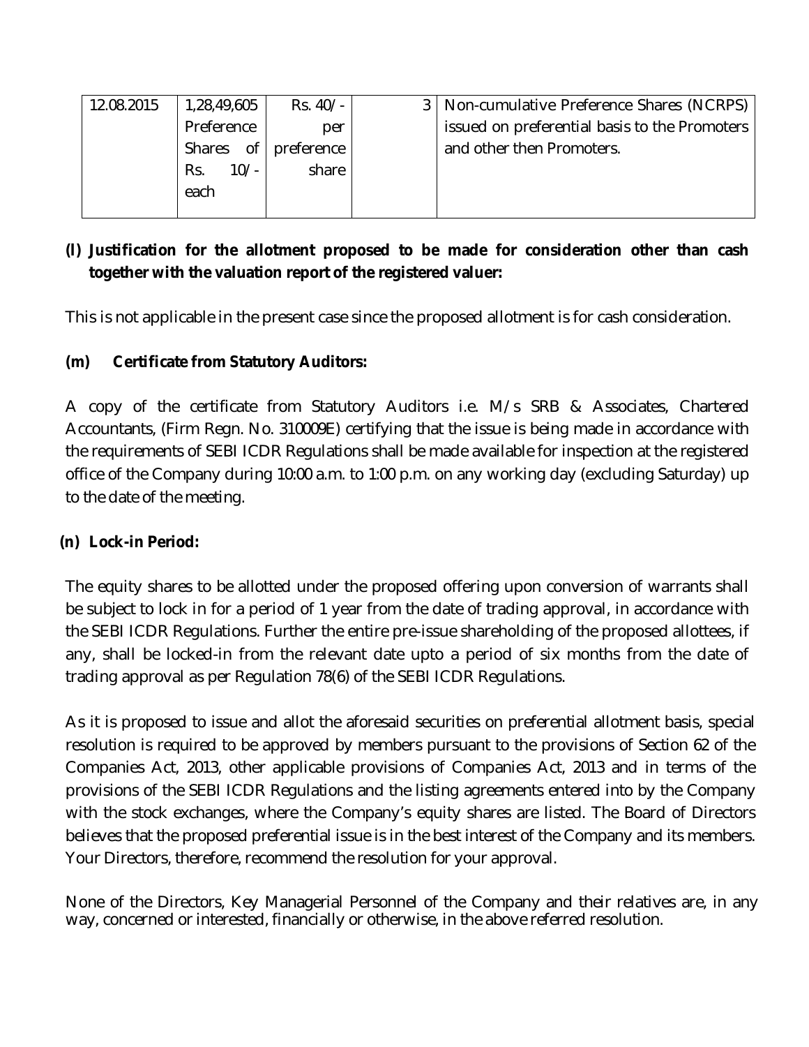| 12.08.2015 | 1,28,49,605 Preference Shares of Rs. 10/- each | Rs. 40/- per preference share | 3 | Non-cumulative Preference Shares (NCRPS) issued on preferential basis to the Promoters and other then Promoters. |
|---|---|---|---|---|

**(l) Justification for the allotment proposed to be made for consideration other than cash together with the valuation report of the registered valuer:**

This is not applicable in the present case since the proposed allotment is for cash consideration.

**(m) Certificate from Statutory Auditors:**

A copy of the certificate from Statutory Auditors i.e. M/s SRB & Associates, Chartered Accountants, (Firm Regn. No. 310009E) certifying that the issue is being made in accordance with the requirements of SEBI ICDR Regulations shall be made available for inspection at the registered office of the Company during 10:00 a.m. to 1:00 p.m. on any working day (excluding Saturday) up to the date of the meeting.

**(n) Lock-in Period:**

The equity shares to be allotted under the proposed offering upon conversion of warrants shall be subject to lock in for a period of 1 year from the date of trading approval, in accordance with the SEBI ICDR Regulations. Further the entire pre-issue shareholding of the proposed allottees, if any, shall be locked-in from the relevant date upto a period of six months from the date of trading approval as per Regulation 78(6) of the SEBI ICDR Regulations.

As it is proposed to issue and allot the aforesaid securities on preferential allotment basis, special resolution is required to be approved by members pursuant to the provisions of Section 62 of the Companies Act, 2013, other applicable provisions of Companies Act, 2013 and in terms of the provisions of the SEBI ICDR Regulations and the listing agreements entered into by the Company with the stock exchanges, where the Company's equity shares are listed. The Board of Directors believes that the proposed preferential issue is in the best interest of the Company and its members. Your Directors, therefore, recommend the resolution for your approval.

None of the Directors, Key Managerial Personnel of the Company and their relatives are, in any way, concerned or interested, financially or otherwise, in the above referred resolution.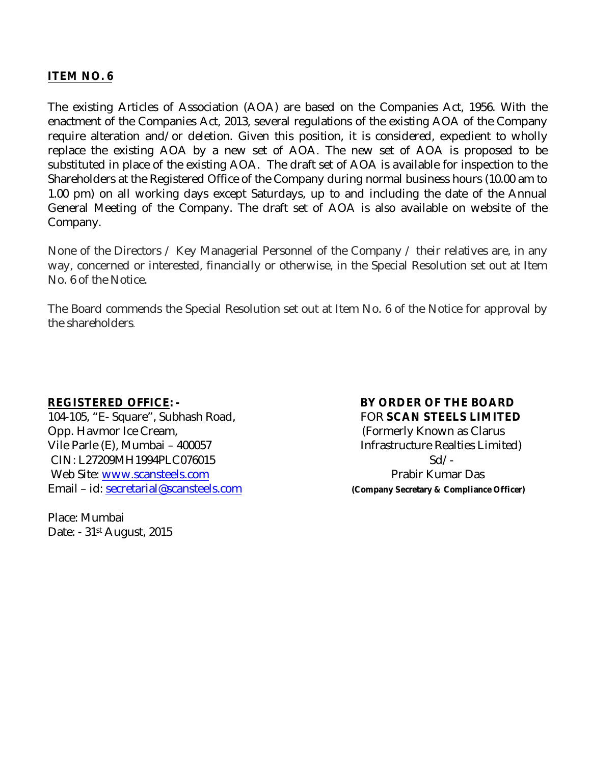**ITEM NO. 6**

The existing Articles of Association (AOA) are based on the Companies Act, 1956. With the enactment of the Companies Act, 2013, several regulations of the existing AOA of the Company require alteration and/or deletion. Given this position, it is considered, expedient to wholly replace the existing AOA by a new set of AOA. The new set of AOA is proposed to be substituted in place of the existing AOA. The draft set of AOA is available for inspection to the Shareholders at the Registered Office of the Company during normal business hours (10.00 am to 1.00 pm) on all working days except Saturdays, up to and including the date of the Annual General Meeting of the Company. The draft set of AOA is also available on website of the Company.

None of the Directors / Key Managerial Personnel of the Company / their relatives are, in any way, concerned or interested, financially or otherwise, in the Special Resolution set out at Item No. 6 of the Notice.

The Board commends the Special Resolution set out at Item No. 6 of the Notice for approval by the shareholders.

**REGISTERED OFFICE: -**
104-105, "E- Square", Subhash Road,
Opp. Havmor Ice Cream,
Vile Parle (E), Mumbai – 400057
CIN: L27209MH1994PLC076015
Web Site: www.scansteels.com
Email – id: secretarial@scansteels.com

**BY ORDER OF THE BOARD**
FOR **SCAN STEELS LIMITED**
(Formerly Known as Clarus Infrastructure Realties Limited)
Sd/-
Prabir Kumar Das
**(Company Secretary & Compliance Officer)**

Place: Mumbai
Date: - 31st August, 2015